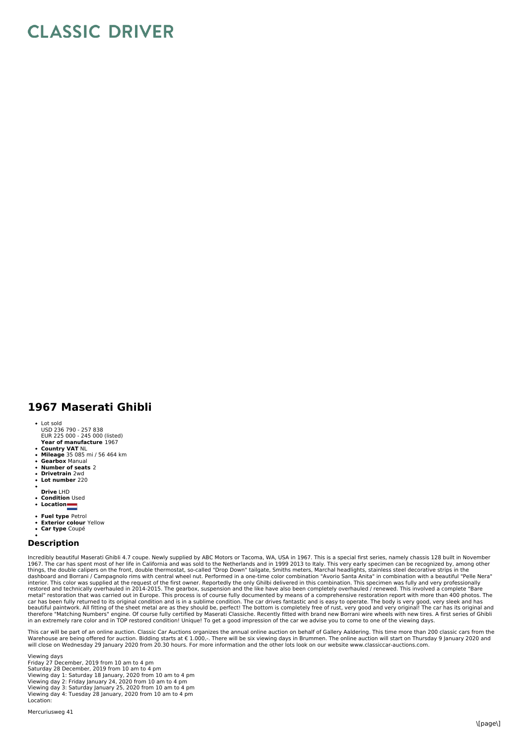# CLASSIC DRIVER

## 1967 Maserati Ghibli

- Lot sold
  USD 236 790 - 257 838
  EUR 225 000 - 245 000 (listed)
  **Year of manufacture** 1967
- **Country VAT** NL
- **Mileage** 35 085 mi / 56 464 km
- **Gearbox** Manual
- **Number of seats** 2
- **Drivetrain** 2wd
- **Lot number** 220
- **Drive** LHD
- **Condition** Used
- **Location**
- **Fuel type** Petrol
- **Exterior colour** Yellow
- **Car type** Coupé

### Description

Incredibly beautiful Maserati Ghibli 4.7 coupe. Newly supplied by ABC Motors or Tacoma, WA, USA in 1967. This is a special first series, namely chassis 128 built in November 1967. The car has spent most of her life in California and was sold to the Netherlands and in 1999 2013 to Italy. This very early specimen can be recognized by, among other things, the double calipers on the front, double thermostat, so-called "Drop Down" tailgate, Smiths meters, Marchal headlights, stainless steel decorative strips in the dashboard and Borrani / Campagnolo rims with central wheel nut. Performed in a one-time color combination "Avorio Santa Anita" in combination with a beautiful "Pelle Nera" interior. This color was supplied at the request of the first owner. Reportedly the only Ghilbi delivered in this combination. This specimen was fully and very professionally restored and technically overhauled in 2014-2015. The gearbox, suspension and the like have also been completely overhauled / renewed. This involved a complete "Bare metal" restoration that was carried out in Europe. This process is of course fully documented by means of a comprehensive restoration report with more than 400 photos. The car has been fully returned to its original condition and is in a sublime condition. The car drives fantastic and is easy to operate. The body is very good, very sleek and has beautiful paintwork. All fitting of the sheet metal are as they should be, perfect! The bottom is completely free of rust, very good and very original! The car has its original and therefore "Matching Numbers" engine. Of course fully certified by Maserati Classiche. Recently fitted with brand new Borrani wire wheels with new tires. A first series of Ghibli in an extremely rare color and in TOP restored condition! Unique! To get a good impression of the car we advise you to come to one of the viewing days.

This car will be part of an online auction. Classic Car Auctions organizes the annual online auction on behalf of Gallery Aaldering. This time more than 200 classic cars from the Warehouse are being offered for auction. Bidding starts at € 1.000,-. There will be six viewing days in Brummen. The online auction will start on Thursday 9 January 2020 and will close on Wednesday 29 January 2020 from 20.30 hours. For more information and the other lots look on our website www.classiccar-auctions.com.

Viewing days
Friday 27 December, 2019 from 10 am to 4 pm
Saturday 28 December, 2019 from 10 am to 4 pm
Viewing day 1: Saturday 18 January, 2020 from 10 am to 4 pm
Viewing day 2: Friday January 24, 2020 from 10 am to 4 pm
Viewing day 3: Saturday January 25, 2020 from 10 am to 4 pm
Viewing day 4: Tuesday 28 January, 2020 from 10 am to 4 pm
Location:

Mercuriusweg 41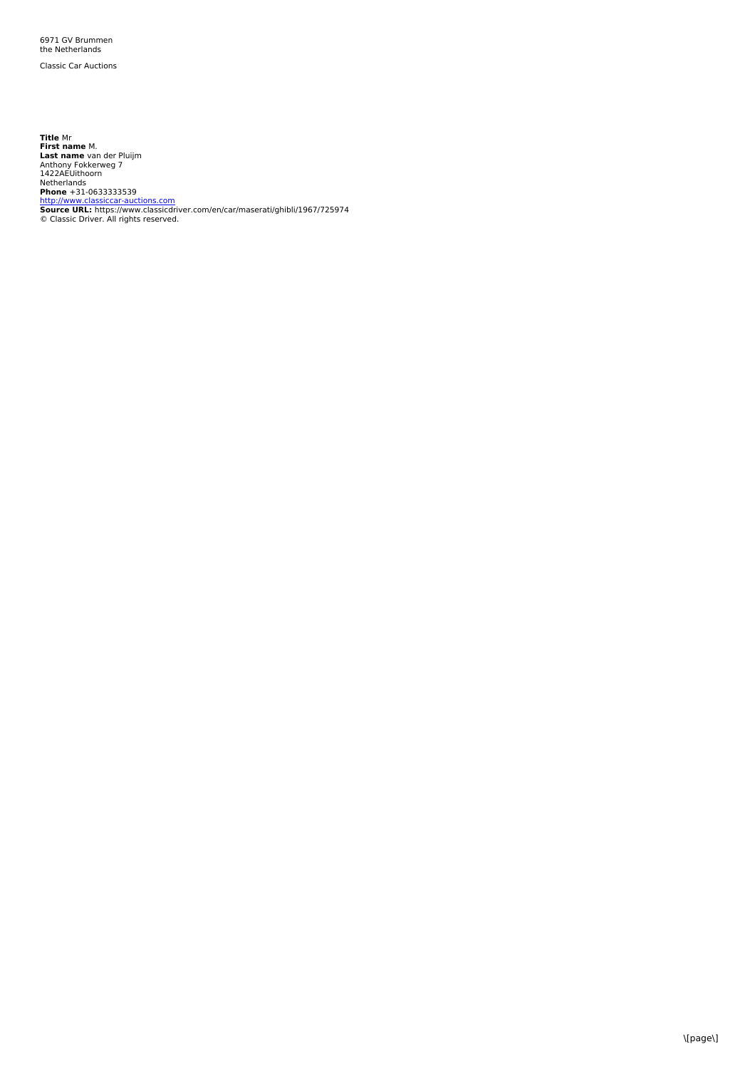6971 GV Brummen
the Netherlands

Classic Car Auctions

**Title** Mr
**First name** M.
**Last name** van der Pluijm
Anthony Fokkerweg 7
1422AEUithoorn
Netherlands
**Phone** +31-0633333539
http://www.classiccar-auctions.com
**Source URL:** https://www.classicdriver.com/en/car/maserati/ghibli/1967/725974
© Classic Driver. All rights reserved.